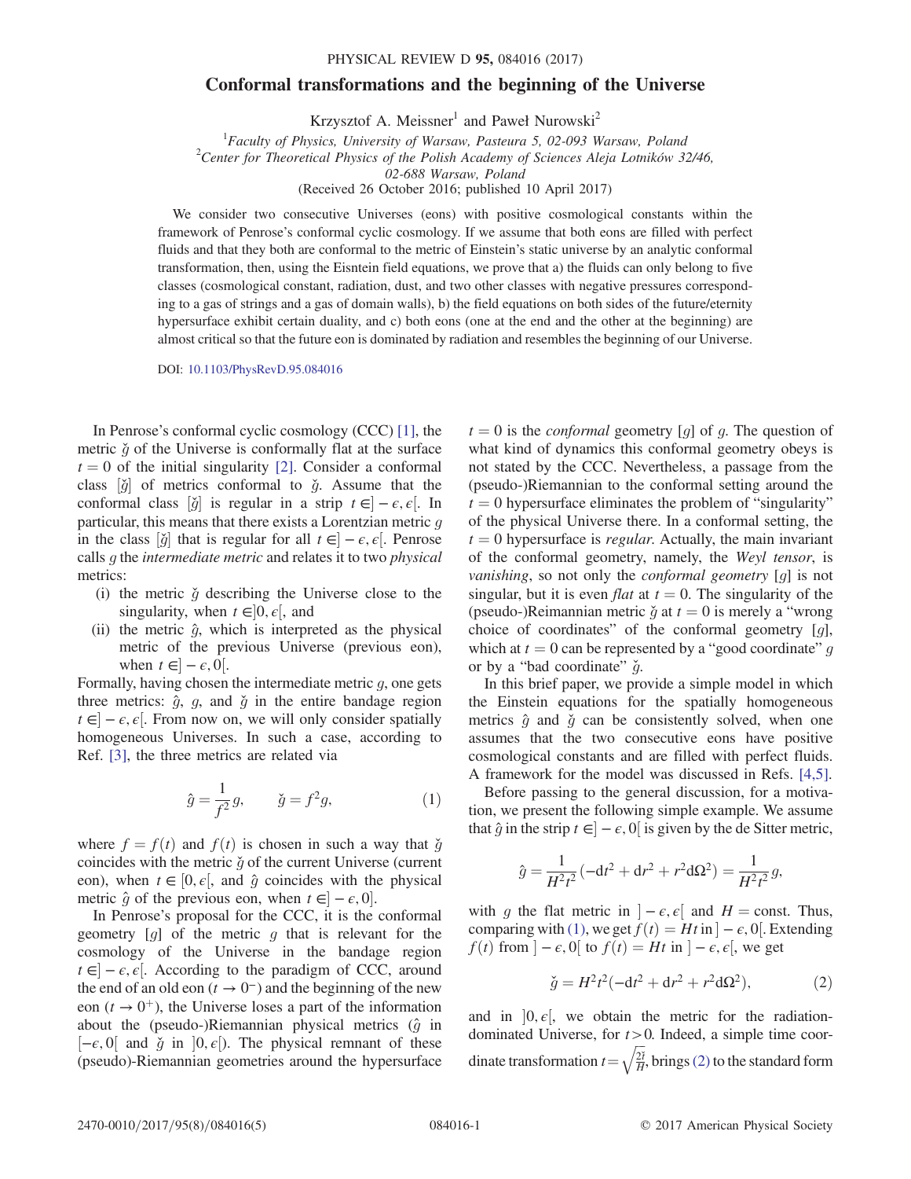# Conformal transformations and the beginning of the Universe

Krzysztof A. Meissner[1] and Paweł Nurowski[2]

[1]Faculty of Physics, University of Warsaw, Pasteura 5, 02-093 Warsaw, Poland
[2]Center for Theoretical Physics of the Polish Academy of Sciences Aleja Lotników 32/46, 02-688 Warsaw, Poland

(Received 26 October 2016; published 10 April 2017)

We consider two consecutive Universes (eons) with positive cosmological constants within the framework of Penrose's conformal cyclic cosmology. If we assume that both eons are filled with perfect fluids and that they both are conformal to the metric of Einstein's static universe by an analytic conformal transformation, then, using the Eisntein field equations, we prove that a) the fluids can only belong to five classes (cosmological constant, radiation, dust, and two other classes with negative pressures corresponding to a gas of strings and a gas of domain walls), b) the field equations on both sides of the future/eternity hypersurface exhibit certain duality, and c) both eons (one at the end and the other at the beginning) are almost critical so that the future eon is dominated by radiation and resembles the beginning of our Universe.

DOI: 10.1103/PhysRevD.95.084016

In Penrose's conformal cyclic cosmology (CCC) [1], the metric $\check{g}$ of the Universe is conformally flat at the surface $t = 0$ of the initial singularity [2]. Consider a conformal class $[\check{g}]$ of metrics conformal to $\check{g}$. Assume that the conformal class $[\check{g}]$ is regular in a strip $t \in ]-\epsilon, \epsilon[$. In particular, this means that there exists a Lorentzian metric $g$ in the class $[\check{g}]$ that is regular for all $t \in ]-\epsilon, \epsilon[$. Penrose calls $g$ the *intermediate metric* and relates it to two *physical* metrics:

(i) the metric $\check{g}$ describing the Universe close to the singularity, when $t \in ]0, \epsilon[$, and

(ii) the metric $\hat{g}$, which is interpreted as the physical metric of the previous Universe (previous eon), when $t \in ]-\epsilon, 0[$.

Formally, having chosen the intermediate metric $g$, one gets three metrics: $\hat{g}$, $g$, and $\check{g}$ in the entire bandage region $t \in ]-\epsilon, \epsilon[$. From now on, we will only consider spatially homogeneous Universes. In such a case, according to Ref. [3], the three metrics are related via

$$\hat{g} = \frac{1}{f^2} g, \qquad \check{g} = f^2 g, \tag{1}$$

where $f = f(t)$ and $f(t)$ is chosen in such a way that $\check{g}$ coincides with the metric $\check{g}$ of the current Universe (current eon), when $t \in [0, \epsilon[$, and $\hat{g}$ coincides with the physical metric $\hat{g}$ of the previous eon, when $t \in ]-\epsilon, 0]$.

In Penrose's proposal for the CCC, it is the conformal geometry $[g]$ of the metric $g$ that is relevant for the cosmology of the Universe in the bandage region $t \in ]-\epsilon, \epsilon[$. According to the paradigm of CCC, around the end of an old eon ($t \to 0^-$) and the beginning of the new eon ($t \to 0^+$), the Universe loses a part of the information about the (pseudo-)Riemannian physical metrics ($\hat{g}$ in $[-\epsilon, 0[$ and $\check{g}$ in $]0, \epsilon[$). The physical remnant of these (pseudo-)Riemannian geometries around the hypersurface $t = 0$ is the *conformal* geometry $[g]$ of $g$. The question of what kind of dynamics this conformal geometry obeys is not stated by the CCC. Nevertheless, a passage from the (pseudo-)Riemannian to the conformal setting around the $t = 0$ hypersurface eliminates the problem of "singularity" of the physical Universe there. In a conformal setting, the $t = 0$ hypersurface is *regular*. Actually, the main invariant of the conformal geometry, namely, the *Weyl tensor*, is *vanishing*, so not only the *conformal geometry* $[g]$ is not singular, but it is even *flat* at $t = 0$. The singularity of the (pseudo-)Reimannian metric $\check{g}$ at $t = 0$ is merely a "wrong choice of coordinates" of the conformal geometry $[g]$, which at $t = 0$ can be represented by a "good coordinate" $g$ or by a "bad coordinate" $\check{g}$.

In this brief paper, we provide a simple model in which the Einstein equations for the spatially homogeneous metrics $\hat{g}$ and $\check{g}$ can be consistently solved, when one assumes that the two consecutive eons have positive cosmological constants and are filled with perfect fluids. A framework for the model was discussed in Refs. [4,5].

Before passing to the general discussion, for a motivation, we present the following simple example. We assume that $\hat{g}$ in the strip $t \in ]-\epsilon, 0[$ is given by the de Sitter metric,

$$\hat{g} = \frac{1}{H^2 t^2}(-\mathrm{d}t^2 + \mathrm{d}r^2 + r^2 \mathrm{d}\Omega^2) = \frac{1}{H^2 t^2} g,$$

with $g$ the flat metric in $]-\epsilon, \epsilon[$ and $H = \text{const}$. Thus, comparing with (1), we get $f(t) = Ht$ in $]-\epsilon, 0[$. Extending $f(t)$ from $]-\epsilon, 0[$ to $f(t) = Ht$ in $]-\epsilon, \epsilon[$, we get

$$\check{g} = H^2 t^2 (-\mathrm{d}t^2 + \mathrm{d}r^2 + r^2 \mathrm{d}\Omega^2), \tag{2}$$

and in $]0, \epsilon[$, we obtain the metric for the radiation-dominated Universe, for $t > 0$. Indeed, a simple time coordinate transformation $t = \sqrt{\frac{2\check{t}}{H}}$, brings (2) to the standard form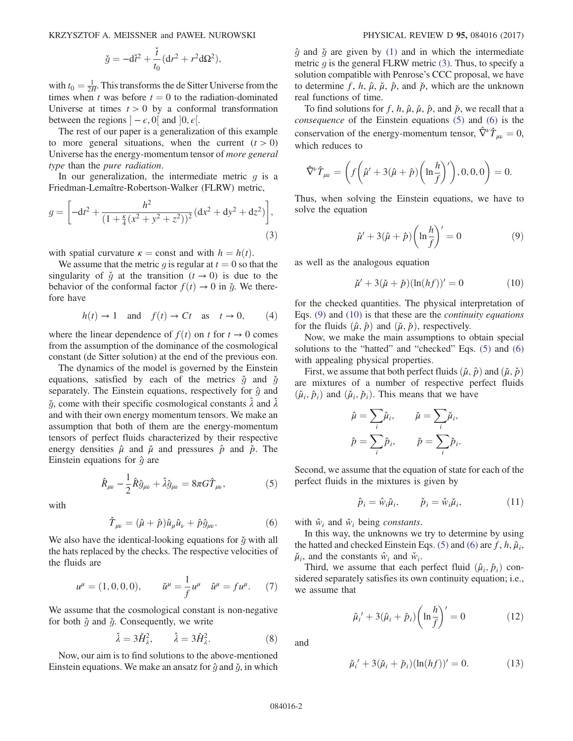$$\check{g} = -\mathrm{d}\check{t}^2 + \frac{\check{t}}{t_0}(\mathrm{d}r^2 + r^2\mathrm{d}\Omega^2),$$

with $t_0 = \frac{1}{2H}$. This transforms the de Sitter Universe from the times when $t$ was before $t = 0$ to the radiation-dominated Universe at times $t > 0$ by a conformal transformation between the regions $]-\epsilon, 0[$ and $]0, \epsilon[$.

The rest of our paper is a generalization of this example to more general situations, when the current $(t > 0)$ Universe has the energy-momentum tensor of *more general type* than the *pure radiation*.

In our generalization, the intermediate metric $g$ is a Friedman-Lemaître-Robertson-Walker (FLRW) metric,

$$g = \left[-\mathrm{d}t^2 + \frac{h^2}{(1+\frac{\kappa}{4}(x^2+y^2+z^2))^2}(\mathrm{d}x^2+\mathrm{d}y^2+\mathrm{d}z^2)\right], \tag{3}$$

with spatial curvature $\kappa = \mathrm{const}$ and with $h = h(t)$.

We assume that the metric $g$ is regular at $t = 0$ so that the singularity of $\check{g}$ at the transition $(t \to 0)$ is due to the behavior of the conformal factor $f(t) \to 0$ in $\check{g}$. We therefore have

$$h(t) \to 1 \quad \text{and} \quad f(t) \to Ct \quad \text{as} \quad t \to 0, \tag{4}$$

where the linear dependence of $f(t)$ on $t$ for $t \to 0$ comes from the assumption of the dominance of the cosmological constant (de Sitter solution) at the end of the previous eon.

The dynamics of the model is governed by the Einstein equations, satisfied by each of the metrics $\hat{g}$ and $\check{g}$ separately. The Einstein equations, respectively for $\hat{g}$ and $\check{g}$, come with their specific cosmological constants $\hat{\lambda}$ and $\check{\lambda}$ and with their own energy momentum tensors. We make an assumption that both of them are the energy-momentum tensors of perfect fluids characterized by their respective energy densities $\hat{\mu}$ and $\check{\mu}$ and pressures $\hat{p}$ and $\check{p}$. The Einstein equations for $\hat{g}$ are

$$\hat{R}_{\mu\nu} - \frac{1}{2}\hat{R}\hat{g}_{\mu\nu} + \hat{\lambda}\hat{g}_{\mu\nu} = 8\pi G\hat{T}_{\mu\nu}, \tag{5}$$

with

$$\hat{T}_{\mu\nu} = (\hat{\mu} + \hat{p})\hat{u}_\mu\hat{u}_\nu + \hat{p}\hat{g}_{\mu\nu}. \tag{6}$$

We also have the identical-looking equations for $\check{g}$ with all the hats replaced by the checks. The respective velocities of the fluids are

$$u^\mu = (1,0,0,0), \qquad \check{u}^\mu = \frac{1}{f}u^\mu \quad \hat{u}^\mu = fu^\mu. \tag{7}$$

We assume that the cosmological constant is non-negative for both $\hat{g}$ and $\check{g}$. Consequently, we write

$$\check{\lambda} = 3\check{H}_\lambda^2, \qquad \hat{\lambda} = 3\hat{H}_\lambda^2. \tag{8}$$

Now, our aim is to find solutions to the above-mentioned Einstein equations. We make an ansatz for $\hat{g}$ and $\check{g}$, in which $\hat{g}$ and $\check{g}$ are given by (1) and in which the intermediate metric $g$ is the general FLRW metric (3). Thus, to specify a solution compatible with Penrose's CCC proposal, we have to determine $f$, $h$, $\hat{\mu}$, $\check{\mu}$, $\hat{p}$, and $\check{p}$, which are the unknown real functions of time.

To find solutions for $f$, $h$, $\hat{\mu}$, $\check{\mu}$, $\hat{p}$, and $\check{p}$, we recall that a *consequence* of the Einstein equations (5) and (6) is the conservation of the energy-momentum tensor, $\hat{\nabla}^\nu\hat{T}_{\mu\nu} = 0$, which reduces to

$$\hat{\nabla}^\nu\hat{T}_{\mu\nu} = \left(f\left(\hat{\mu}' + 3(\hat{\mu}+\hat{p})\left(\ln\frac{h}{f}\right)'\right), 0, 0, 0\right) = 0.$$

Thus, when solving the Einstein equations, we have to solve the equation

$$\hat{\mu}' + 3(\hat{\mu}+\hat{p})\left(\ln\frac{h}{f}\right)' = 0 \tag{9}$$

as well as the analogous equation

$$\check{\mu}' + 3(\check{\mu}+\check{p})(\ln(hf))' = 0 \tag{10}$$

for the checked quantities. The physical interpretation of Eqs. (9) and (10) is that these are the *continuity equations* for the fluids $(\hat{\mu}, \hat{p})$ and $(\check{\mu}, \check{p})$, respectively.

Now, we make the main assumptions to obtain special solutions to the "hatted" and "checked" Eqs. (5) and (6) with appealing physical properties.

First, we assume that both perfect fluids $(\hat{\mu}, \hat{p})$ and $(\check{\mu}, \check{p})$ are mixtures of a number of respective perfect fluids $(\hat{\mu}_i, \hat{p}_i)$ and $(\check{\mu}_i, \check{p}_i)$. This means that we have

$$\hat{\mu} = \sum_i \hat{\mu}_i, \qquad \check{\mu} = \sum_i \check{\mu}_i,$$
$$\hat{p} = \sum_i \hat{p}_i, \qquad \check{p} = \sum_i \check{p}_i.$$

Second, we assume that the equation of state for each of the perfect fluids in the mixtures is given by

$$\hat{p}_i = \hat{w}_i\hat{\mu}_i, \qquad \check{p}_i = \check{w}_i\check{\mu}_i, \tag{11}$$

with $\hat{w}_i$ and $\check{w}_i$ being *constants*.

In this way, the unknowns we try to determine by using the hatted and checked Einstein Eqs. (5) and (6) are $f$, $h$, $\hat{\mu}_i$, $\check{\mu}_i$, and the constants $\hat{w}_i$ and $\check{w}_i$.

Third, we assume that each perfect fluid $(\hat{\mu}_i, \hat{p}_i)$ considered separately satisfies its own continuity equation; i.e., we assume that

$$\hat{\mu}_i' + 3(\hat{\mu}_i + \hat{p}_i)\left(\ln\frac{h}{f}\right)' = 0 \tag{12}$$

and

$$\check{\mu}_i' + 3(\check{\mu}_i + \check{p}_i)(\ln(hf))' = 0. \tag{13}$$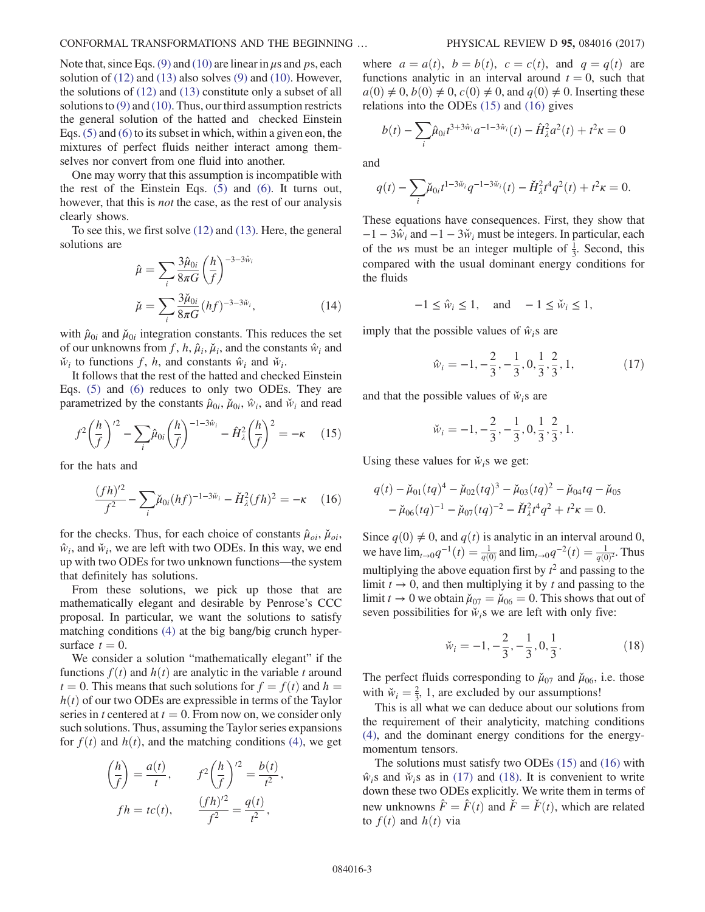Note that, since Eqs. (9) and (10) are linear in $\mu$s and $p$s, each solution of (12) and (13) also solves (9) and (10). However, the solutions of (12) and (13) constitute only a subset of all solutions to (9) and (10). Thus, our third assumption restricts the general solution of the hatted and checked Einstein Eqs. (5) and (6) to its subset in which, within a given eon, the mixtures of perfect fluids neither interact among themselves nor convert from one fluid into another.

One may worry that this assumption is incompatible with the rest of the Einstein Eqs. (5) and (6). It turns out, however, that this is *not* the case, as the rest of our analysis clearly shows.

To see this, we first solve (12) and (13). Here, the general solutions are

$$\hat{\mu} = \sum_i \frac{3\hat{\mu}_{0i}}{8\pi G}\left(\frac{h}{f}\right)^{-3-3\hat{w}_i}$$

$$\check{\mu} = \sum_i \frac{3\check{\mu}_{0i}}{8\pi G}(hf)^{-3-3\check{w}_i}, \tag{14}$$

with $\hat{\mu}_{0i}$ and $\check{\mu}_{0i}$ integration constants. This reduces the set of our unknowns from $f$, $h$, $\hat{\mu}_i$, $\check{\mu}_i$, and the constants $\hat{w}_i$ and $\check{w}_i$ to functions $f$, $h$, and constants $\hat{w}_i$ and $\check{w}_i$.

It follows that the rest of the hatted and checked Einstein Eqs. (5) and (6) reduces to only two ODEs. They are parametrized by the constants $\hat{\mu}_{0i}$, $\check{\mu}_{0i}$, $\hat{w}_i$, and $\check{w}_i$ and read

$$f^2\left(\frac{h}{f}\right)'^2 - \sum_i \hat{\mu}_{0i}\left(\frac{h}{f}\right)^{-1-3\hat{w}_i} - \hat{H}_\lambda^2\left(\frac{h}{f}\right)^2 = -\kappa \tag{15}$$

for the hats and

$$\frac{(fh)'^2}{f^2} - \sum_i \check{\mu}_{0i}(hf)^{-1-3\check{w}_i} - \check{H}_\lambda^2(fh)^2 = -\kappa \tag{16}$$

for the checks. Thus, for each choice of constants $\hat{\mu}_{oi}$, $\check{\mu}_{oi}$, $\hat{w}_i$, and $\check{w}_i$, we are left with two ODEs. In this way, we end up with two ODEs for two unknown functions—the system that definitely has solutions.

From these solutions, we pick up those that are mathematically elegant and desirable by Penrose's CCC proposal. In particular, we want the solutions to satisfy matching conditions (4) at the big bang/big crunch hypersurface $t = 0$.

We consider a solution "mathematically elegant" if the functions $f(t)$ and $h(t)$ are analytic in the variable $t$ around $t = 0$. This means that such solutions for $f = f(t)$ and $h = h(t)$ of our two ODEs are expressible in terms of the Taylor series in $t$ centered at $t = 0$. From now on, we consider only such solutions. Thus, assuming the Taylor series expansions for $f(t)$ and $h(t)$, and the matching conditions (4), we get

$$\left(\frac{h}{f}\right) = \frac{a(t)}{t}, \qquad f^2\left(\frac{h}{f}\right)'^2 = \frac{b(t)}{t^2},$$

$$fh = tc(t), \qquad \frac{(fh)'^2}{f^2} = \frac{q(t)}{t^2},$$

where $a = a(t)$, $b = b(t)$, $c = c(t)$, and $q = q(t)$ are functions analytic in an interval around $t = 0$, such that $a(0) \neq 0$, $b(0) \neq 0$, $c(0) \neq 0$, and $q(0) \neq 0$. Inserting these relations into the ODEs (15) and (16) gives

$$b(t) - \sum_i \hat{\mu}_{0i} t^{3+3\hat{w}_i} a^{-1-3\hat{w}_i}(t) - \hat{H}_\lambda^2 a^2(t) + t^2\kappa = 0$$

and

$$q(t) - \sum_i \check{\mu}_{0i} t^{1-3\check{w}_i} q^{-1-3\check{w}_i}(t) - \check{H}_\lambda^2 t^4 q^2(t) + t^2\kappa = 0.$$

These equations have consequences. First, they show that $-1 - 3\hat{w}_i$ and $-1 - 3\check{w}_i$ must be integers. In particular, each of the $w$s must be an integer multiple of $\frac{1}{3}$. Second, this compared with the usual dominant energy conditions for the fluids

$$-1 \leq \hat{w}_i \leq 1, \quad \text{and} \quad -1 \leq \check{w}_i \leq 1,$$

imply that the possible values of $\hat{w}_i$s are

$$\hat{w}_i = -1, -\frac{2}{3}, -\frac{1}{3}, 0, \frac{1}{3}, \frac{2}{3}, 1, \tag{17}$$

and that the possible values of $\check{w}_i$s are

$$\check{w}_i = -1, -\frac{2}{3}, -\frac{1}{3}, 0, \frac{1}{3}, \frac{2}{3}, 1.$$

Using these values for $\check{w}_i$s we get:

$$q(t) - \check{\mu}_{01}(tq)^4 - \check{\mu}_{02}(tq)^3 - \check{\mu}_{03}(tq)^2 - \check{\mu}_{04}tq - \check{\mu}_{05} - \check{\mu}_{06}(tq)^{-1} - \check{\mu}_{07}(tq)^{-2} - \check{H}_\lambda^2 t^4 q^2 + t^2\kappa = 0.$$

Since $q(0) \neq 0$, and $q(t)$ is analytic in an interval around 0, we have $\lim_{t\to 0} q^{-1}(t) = \frac{1}{q(0)}$ and $\lim_{t\to 0} q^{-2}(t) = \frac{1}{q(0)^2}$. Thus multiplying the above equation first by $t^2$ and passing to the limit $t \to 0$, and then multiplying it by $t$ and passing to the limit $t \to 0$ we obtain $\check{\mu}_{07} = \check{\mu}_{06} = 0$. This shows that out of seven possibilities for $\check{w}_i$s we are left with only five:

$$\check{w}_i = -1, -\frac{2}{3}, -\frac{1}{3}, 0, \frac{1}{3}. \tag{18}$$

The perfect fluids corresponding to $\check{\mu}_{07}$ and $\check{\mu}_{06}$, i.e. those with $\check{w}_i = \frac{2}{3}$, 1, are excluded by our assumptions!

This is all what we can deduce about our solutions from the requirement of their analyticity, matching conditions (4), and the dominant energy conditions for the energy-momentum tensors.

The solutions must satisfy two ODEs (15) and (16) with $\hat{w}_i$s and $\check{w}_i$s as in (17) and (18). It is convenient to write down these two ODEs explicitly. We write them in terms of new unknowns $\hat{F} = \hat{F}(t)$ and $\check{F} = \check{F}(t)$, which are related to $f(t)$ and $h(t)$ via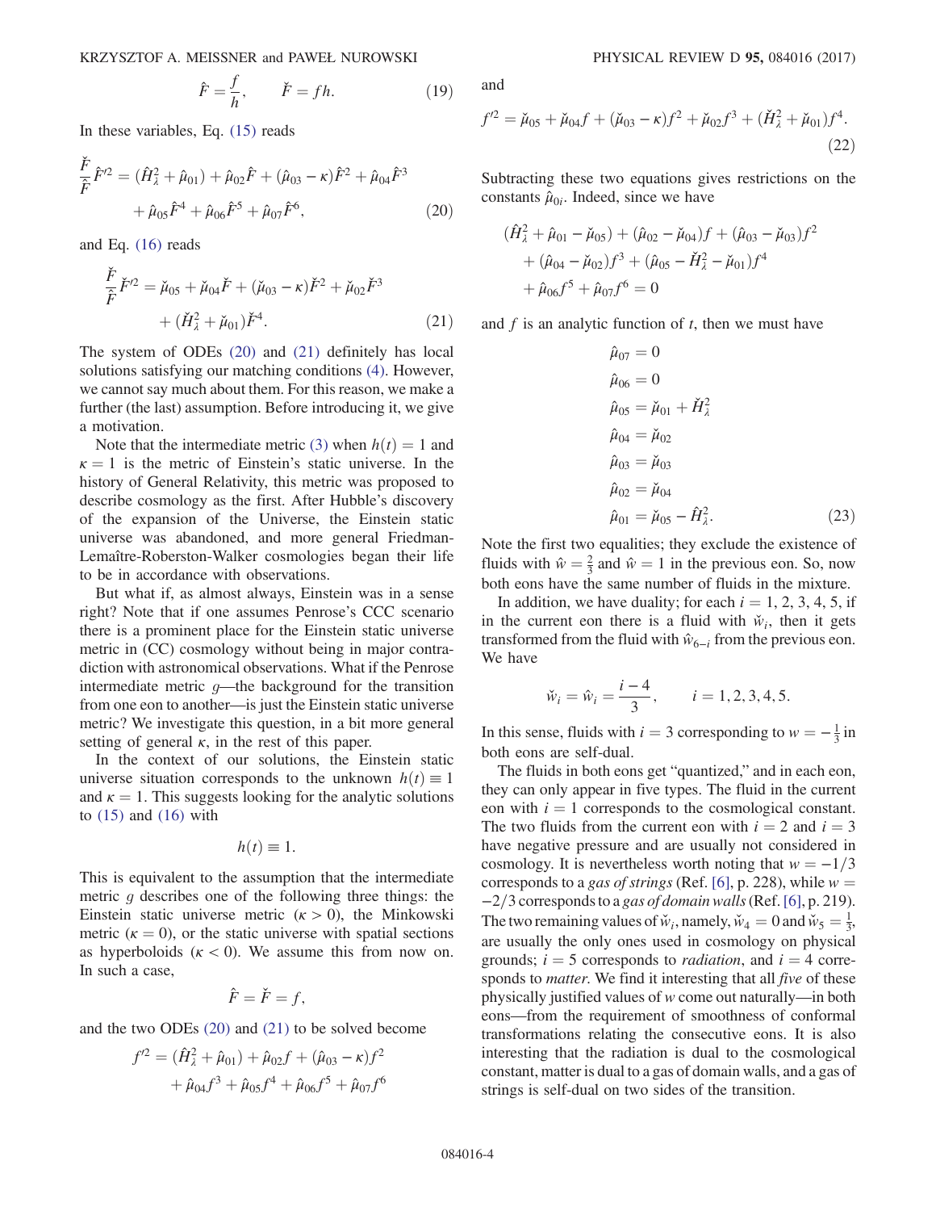$$\hat{F} = \frac{f}{h}, \qquad \check{F} = fh. \tag{19}$$

In these variables, Eq. (15) reads

$$\frac{\check{F}}{\hat{F}}\hat{F}'^2 = (\hat{H}_\lambda^2 + \hat{\mu}_{01}) + \hat{\mu}_{02}\hat{F} + (\hat{\mu}_{03} - \kappa)\hat{F}^2 + \hat{\mu}_{04}\hat{F}^3 + \hat{\mu}_{05}\hat{F}^4 + \hat{\mu}_{06}\hat{F}^5 + \hat{\mu}_{07}\hat{F}^6, \tag{20}$$

and Eq. (16) reads

$$\frac{\check{F}}{\hat{F}}\check{F}'^2 = \check{\mu}_{05} + \check{\mu}_{04}\check{F} + (\check{\mu}_{03} - \kappa)\check{F}^2 + \check{\mu}_{02}\check{F}^3 + (\check{H}_\lambda^2 + \check{\mu}_{01})\check{F}^4. \tag{21}$$

The system of ODEs (20) and (21) definitely has local solutions satisfying our matching conditions (4). However, we cannot say much about them. For this reason, we make a further (the last) assumption. Before introducing it, we give a motivation.

Note that the intermediate metric (3) when $h(t) = 1$ and $\kappa = 1$ is the metric of Einstein's static universe. In the history of General Relativity, this metric was proposed to describe cosmology as the first. After Hubble's discovery of the expansion of the Universe, the Einstein static universe was abandoned, and more general Friedman-Lemaître-Roberston-Walker cosmologies began their life to be in accordance with observations.

But what if, as almost always, Einstein was in a sense right? Note that if one assumes Penrose's CCC scenario there is a prominent place for the Einstein static universe metric in (CC) cosmology without being in major contradiction with astronomical observations. What if the Penrose intermediate metric $g$—the background for the transition from one eon to another—is just the Einstein static universe metric? We investigate this question, in a bit more general setting of general $\kappa$, in the rest of this paper.

In the context of our solutions, the Einstein static universe situation corresponds to the unknown $h(t) \equiv 1$ and $\kappa = 1$. This suggests looking for the analytic solutions to (15) and (16) with

$$h(t) \equiv 1.$$

This is equivalent to the assumption that the intermediate metric $g$ describes one of the following three things: the Einstein static universe metric ($\kappa > 0$), the Minkowski metric ($\kappa = 0$), or the static universe with spatial sections as hyperboloids ($\kappa < 0$). We assume this from now on. In such a case,

$$\hat{F} = \check{F} = f,$$

and the two ODEs (20) and (21) to be solved become

$$f'^2 = (\hat{H}_\lambda^2 + \hat{\mu}_{01}) + \hat{\mu}_{02}f + (\hat{\mu}_{03} - \kappa)f^2 + \hat{\mu}_{04}f^3 + \hat{\mu}_{05}f^4 + \hat{\mu}_{06}f^5 + \hat{\mu}_{07}f^6$$

and

$$f'^2 = \check{\mu}_{05} + \check{\mu}_{04}f + (\check{\mu}_{03} - \kappa)f^2 + \check{\mu}_{02}f^3 + (\check{H}_\lambda^2 + \check{\mu}_{01})f^4. \tag{22}$$

Subtracting these two equations gives restrictions on the constants $\hat{\mu}_{0i}$. Indeed, since we have

$$(\hat{H}_\lambda^2 + \hat{\mu}_{01} - \check{\mu}_{05}) + (\hat{\mu}_{02} - \check{\mu}_{04})f + (\hat{\mu}_{03} - \check{\mu}_{03})f^2 + (\hat{\mu}_{04} - \check{\mu}_{02})f^3 + (\hat{\mu}_{05} - \check{H}_\lambda^2 - \check{\mu}_{01})f^4 + \hat{\mu}_{06}f^5 + \hat{\mu}_{07}f^6 = 0$$

and $f$ is an analytic function of $t$, then we must have

$$\begin{aligned}
\hat{\mu}_{07} &= 0 \\
\hat{\mu}_{06} &= 0 \\
\hat{\mu}_{05} &= \check{\mu}_{01} + \check{H}_\lambda^2 \\
\hat{\mu}_{04} &= \check{\mu}_{02} \\
\hat{\mu}_{03} &= \check{\mu}_{03} \\
\hat{\mu}_{02} &= \check{\mu}_{04} \\
\hat{\mu}_{01} &= \check{\mu}_{05} - \hat{H}_\lambda^2.
\end{aligned} \tag{23}$$

Note the first two equalities; they exclude the existence of fluids with $\hat{w} = \frac{2}{3}$ and $\hat{w} = 1$ in the previous eon. So, now both eons have the same number of fluids in the mixture.

In addition, we have duality; for each $i = 1, 2, 3, 4, 5$, if in the current eon there is a fluid with $\check{w}_i$, then it gets transformed from the fluid with $\hat{w}_{6-i}$ from the previous eon. We have

$$\check{w}_i = \hat{w}_i = \frac{i-4}{3}, \qquad i = 1, 2, 3, 4, 5.$$

In this sense, fluids with $i = 3$ corresponding to $w = -\frac{1}{3}$ in both eons are self-dual.

The fluids in both eons get "quantized," and in each eon, they can only appear in five types. The fluid in the current eon with $i = 1$ corresponds to the cosmological constant. The two fluids from the current eon with $i = 2$ and $i = 3$ have negative pressure and are usually not considered in cosmology. It is nevertheless worth noting that $w = -1/3$ corresponds to a *gas of strings* (Ref. [6], p. 228), while $w = -2/3$ corresponds to a *gas of domain walls* (Ref. [6], p. 219). The two remaining values of $\check{w}_i$, namely, $\check{w}_4 = 0$ and $\check{w}_5 = \frac{1}{3}$, are usually the only ones used in cosmology on physical grounds; $i = 5$ corresponds to *radiation*, and $i = 4$ corresponds to *matter*. We find it interesting that all *five* of these physically justified values of $w$ come out naturally—in both eons—from the requirement of smoothness of conformal transformations relating the consecutive eons. It is also interesting that the radiation is dual to the cosmological constant, matter is dual to a gas of domain walls, and a gas of strings is self-dual on two sides of the transition.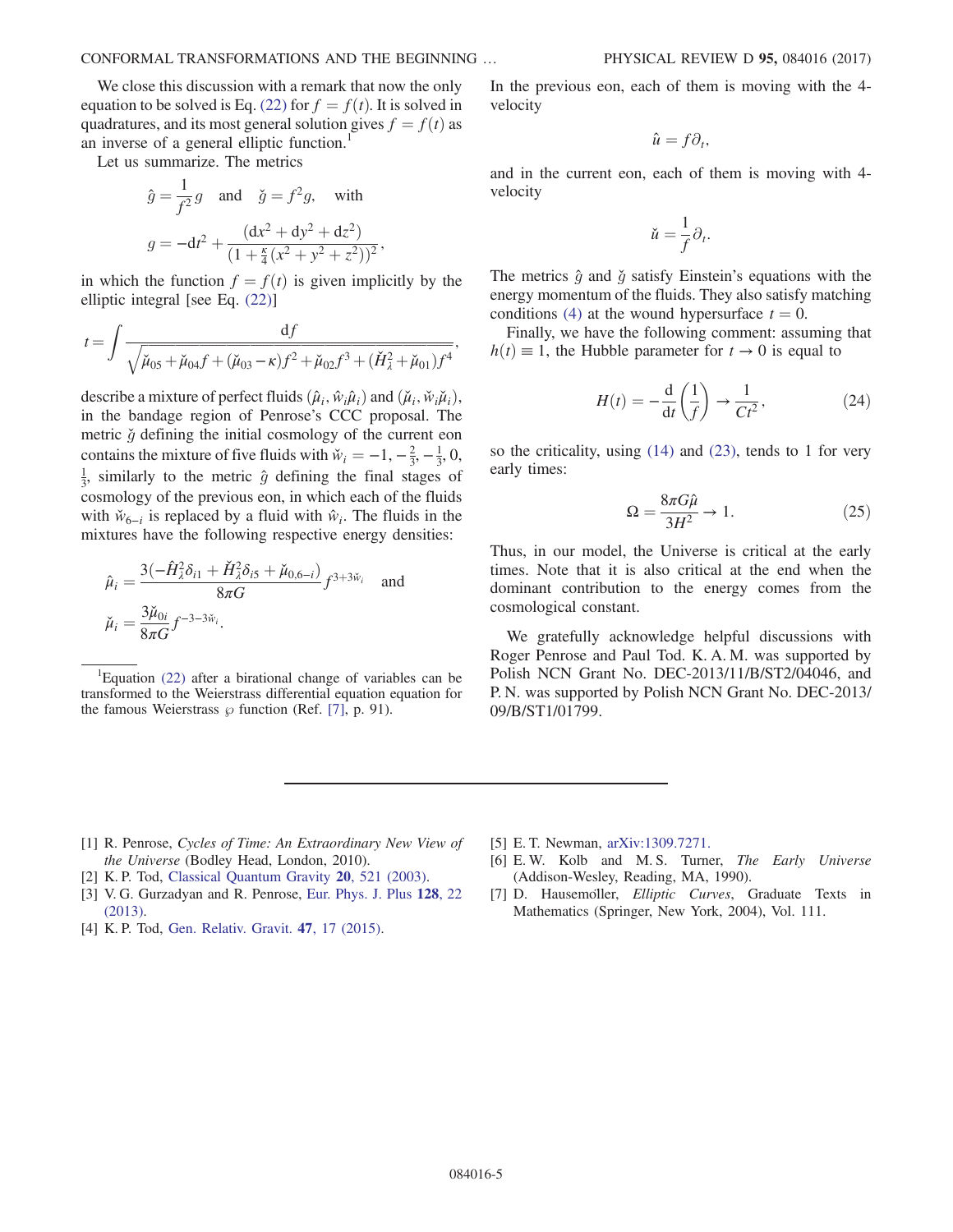We close this discussion with a remark that now the only equation to be solved is Eq. (22) for $f = f(t)$. It is solved in quadratures, and its most general solution gives $f = f(t)$ as an inverse of a general elliptic function.[1]

Let us summarize. The metrics

$$\hat{g} = \frac{1}{f^2} g \quad \text{and} \quad \check{g} = f^2 g, \quad \text{with}$$

$$g = -\mathrm{d}t^2 + \frac{(\mathrm{d}x^2 + \mathrm{d}y^2 + \mathrm{d}z^2)}{(1 + \frac{\kappa}{4}(x^2 + y^2 + z^2))^2},$$

in which the function $f = f(t)$ is given implicitly by the elliptic integral [see Eq. (22)]

$$t = \int \frac{\mathrm{d}f}{\sqrt{\check{\mu}_{05} + \check{\mu}_{04} f + (\check{\mu}_{03} - \kappa) f^2 + \check{\mu}_{02} f^3 + (\check{H}_\lambda^2 + \check{\mu}_{01}) f^4}},$$

describe a mixture of perfect fluids $(\hat{\mu}_i, \hat{w}_i \hat{\mu}_i)$ and $(\check{\mu}_i, \check{w}_i \check{\mu}_i)$, in the bandage region of Penrose's CCC proposal. The metric $\check{g}$ defining the initial cosmology of the current eon contains the mixture of five fluids with $\check{w}_i = -1, -\frac{2}{3}, -\frac{1}{3}, 0, \frac{1}{3}$, similarly to the metric $\hat{g}$ defining the final stages of cosmology of the previous eon, in which each of the fluids with $\check{w}_{6-i}$ is replaced by a fluid with $\hat{w}_i$. The fluids in the mixtures have the following respective energy densities:

$$\hat{\mu}_i = \frac{3(-\hat{H}_\lambda^2 \delta_{i1} + \check{H}_\lambda^2 \delta_{i5} + \check{\mu}_{0,6-i})}{8\pi G} f^{3+3\hat{w}_i} \quad \text{and}$$

$$\check{\mu}_i = \frac{3\check{\mu}_{0i}}{8\pi G} f^{-3-3\check{w}_i}.$$

In the previous eon, each of them is moving with the 4-velocity

$$\hat{u} = f \partial_t,$$

and in the current eon, each of them is moving with 4-velocity

$$\check{u} = \frac{1}{f} \partial_t.$$

The metrics $\hat{g}$ and $\check{g}$ satisfy Einstein's equations with the energy momentum of the fluids. They also satisfy matching conditions (4) at the wound hypersurface $t = 0$.

Finally, we have the following comment: assuming that $h(t) \equiv 1$, the Hubble parameter for $t \to 0$ is equal to

$$H(t) = -\frac{\mathrm{d}}{\mathrm{d}t}\left(\frac{1}{f}\right) \to \frac{1}{Ct^2}, \tag{24}$$

so the criticality, using (14) and (23), tends to 1 for very early times:

$$\Omega = \frac{8\pi G \hat{\mu}}{3H^2} \to 1. \tag{25}$$

Thus, in our model, the Universe is critical at the early times. Note that it is also critical at the end when the dominant contribution to the energy comes from the cosmological constant.

We gratefully acknowledge helpful discussions with Roger Penrose and Paul Tod. K. A. M. was supported by Polish NCN Grant No. DEC-2013/11/B/ST2/04046, and P. N. was supported by Polish NCN Grant No. DEC-2013/09/B/ST1/01799.

---

[1] Equation (22) after a birational change of variables can be transformed to the Weierstrass differential equation for the famous Weierstrass $\wp$ function (Ref. [7], p. 91).

---

[1] R. Penrose, *Cycles of Time: An Extraordinary New View of the Universe* (Bodley Head, London, 2010).
[2] K. P. Tod, Classical Quantum Gravity **20**, 521 (2003).
[3] V. G. Gurzadyan and R. Penrose, Eur. Phys. J. Plus **128**, 22 (2013).
[4] K. P. Tod, Gen. Relativ. Gravit. **47**, 17 (2015).
[5] E. T. Newman, arXiv:1309.7271.
[6] E. W. Kolb and M. S. Turner, *The Early Universe* (Addison-Wesley, Reading, MA, 1990).
[7] D. Husemöller, *Elliptic Curves*, Graduate Texts in Mathematics (Springer, New York, 2004), Vol. 111.